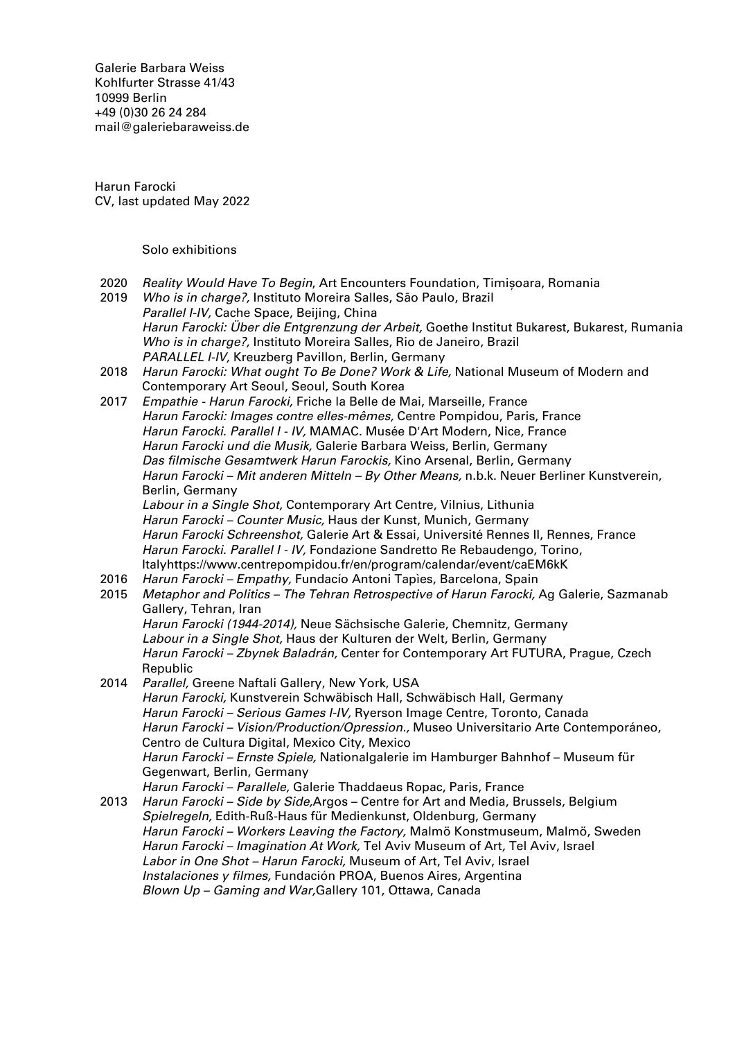Galerie Barbara Weiss
Kohlfurter Strasse 41/43
10999 Berlin
+49 (0)30 26 24 284
mail@galeriebaraweiss.de

Harun Farocki
CV, last updated May 2022

## Solo exhibitions

2020 *Reality Would Have To Begin*, Art Encounters Foundation, Timișoara, Romania

2019 *Who is in charge?,* Instituto Moreira Salles, São Paulo, Brazil
*Parallel I-IV,* Cache Space, Beijing, China
*Harun Farocki: Über die Entgrenzung der Arbeit,* Goethe Institut Bukarest, Bukarest, Rumania
*Who is in charge?,* Instituto Moreira Salles, Rio de Janeiro, Brazil
*PARALLEL I-IV,* Kreuzberg Pavillon, Berlin, Germany

2018 *Harun Farocki: What ought To Be Done? Work & Life,* National Museum of Modern and Contemporary Art Seoul, Seoul, South Korea

2017 *Empathie - Harun Farocki,* Friche la Belle de Mai, Marseille, France
*Harun Farocki: Images contre elles-mêmes,* Centre Pompidou, Paris, France
*Harun Farocki. Parallel I - IV,* MAMAC. Musée D'Art Modern, Nice, France
*Harun Farocki und die Musik,* Galerie Barbara Weiss, Berlin, Germany
*Das filmische Gesamtwerk Harun Farockis,* Kino Arsenal, Berlin, Germany
*Harun Farocki – Mit anderen Mitteln – By Other Means,* n.b.k. Neuer Berliner Kunstverein, Berlin, Germany
*Labour in a Single Shot,* Contemporary Art Centre, Vilnius, Lithunia
*Harun Farocki – Counter Music,* Haus der Kunst, Munich, Germany
*Harun Farocki Schreenshot,* Galerie Art & Essai, Université Rennes II, Rennes, France
*Harun Farocki. Parallel I - IV,* Fondazione Sandretto Re Rebaudengo, Torino, Italyhttps://www.centrepompidou.fr/en/program/calendar/event/caEM6kK

2016 *Harun Farocki – Empathy,* Fundacío Antoni Tapìes, Barcelona, Spain

2015 *Metaphor and Politics – The Tehran Retrospective of Harun Farocki,* Ag Galerie, Sazmanab Gallery, Tehran, Iran
*Harun Farocki (1944-2014),* Neue Sächsische Galerie, Chemnitz, Germany
*Labour in a Single Shot,* Haus der Kulturen der Welt, Berlin, Germany
*Harun Farocki – Zbynek Baladrán,* Center for Contemporary Art FUTURA, Prague, Czech Republic

2014 *Parallel,* Greene Naftali Gallery, New York, USA
*Harun Farocki,* Kunstverein Schwäbisch Hall, Schwäbisch Hall, Germany
*Harun Farocki – Serious Games I-IV,* Ryerson Image Centre, Toronto, Canada
*Harun Farocki – Vision/Production/Opression.,* Museo Universitario Arte Contemporáneo, Centro de Cultura Digital, Mexico City, Mexico
*Harun Farocki – Ernste Spiele,* Nationalgalerie im Hamburger Bahnhof – Museum für Gegenwart, Berlin, Germany
*Harun Farocki – Parallele,* Galerie Thaddaeus Ropac, Paris, France

2013 *Harun Farocki – Side by Side,*Argos – Centre for Art and Media, Brussels, Belgium
*Spielregeln,* Edith-Ruß-Haus für Medienkunst, Oldenburg, Germany
*Harun Farocki – Workers Leaving the Factory,* Malmö Konstmuseum, Malmö, Sweden
*Harun Farocki – Imagination At Work,* Tel Aviv Museum of Art, Tel Aviv, Israel
*Labor in One Shot – Harun Farocki,* Museum of Art, Tel Aviv, Israel
*Instalaciones y filmes,* Fundación PROA, Buenos Aires, Argentina
*Blown Up – Gaming and War,*Gallery 101, Ottawa, Canada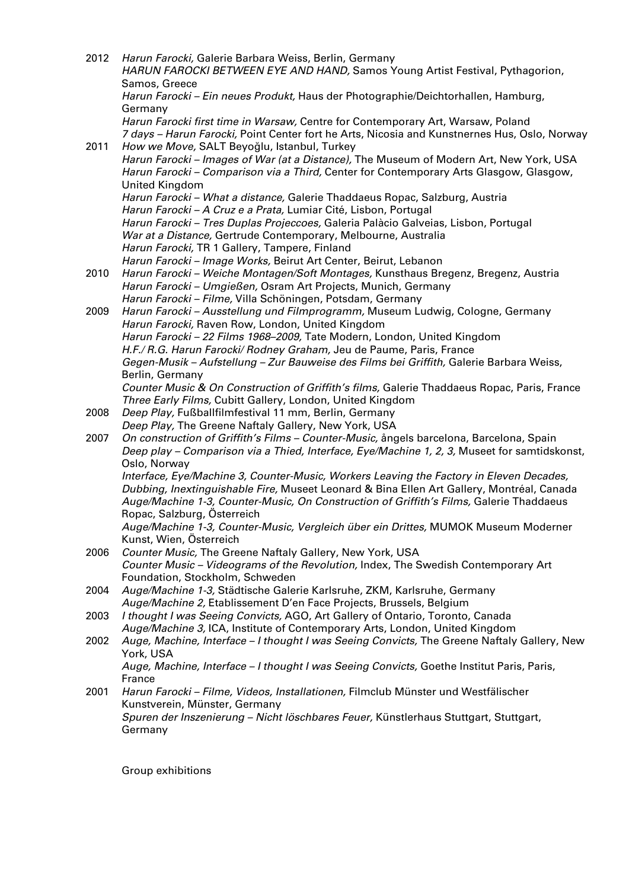2012 *Harun Farocki,* Galerie Barbara Weiss, Berlin, Germany
*HARUN FAROCKI BETWEEN EYE AND HAND,* Samos Young Artist Festival, Pythagorion, Samos, Greece
*Harun Farocki – Ein neues Produkt,* Haus der Photographie/Deichtorhallen, Hamburg, Germany
*Harun Farocki first time in Warsaw,* Centre for Contemporary Art, Warsaw, Poland
*7 days – Harun Farocki,* Point Center fort he Arts, Nicosia and Kunstnernes Hus, Oslo, Norway

2011 *How we Move,* SALT Beyoğlu, Istanbul, Turkey
*Harun Farocki – Images of War (at a Distance),* The Museum of Modern Art, New York, USA
*Harun Farocki – Comparison via a Third,* Center for Contemporary Arts Glasgow, Glasgow, United Kingdom
*Harun Farocki – What a distance,* Galerie Thaddaeus Ropac, Salzburg, Austria
*Harun Farocki – A Cruz e a Prata,* Lumiar Cité, Lisbon, Portugal
*Harun Farocki – Tres Duplas Projeccoes,* Galeria Palàcio Galveias, Lisbon, Portugal
*War at a Distance,* Gertrude Contemporary, Melbourne, Australia
*Harun Farocki,* TR 1 Gallery, Tampere, Finland
*Harun Farocki – Image Works,* Beirut Art Center, Beirut, Lebanon

2010 *Harun Farocki – Weiche Montagen/Soft Montages,* Kunsthaus Bregenz, Bregenz, Austria
*Harun Farocki – Umgießen,* Osram Art Projects, Munich, Germany
*Harun Farocki – Filme,* Villa Schöningen, Potsdam, Germany

2009 *Harun Farocki – Ausstellung und Filmprogramm,* Museum Ludwig, Cologne, Germany
*Harun Farocki,* Raven Row, London, United Kingdom
*Harun Farocki – 22 Films 1968–2009,* Tate Modern, London, United Kingdom
*H.F./ R.G. Harun Farocki/ Rodney Graham,* Jeu de Paume, Paris, France
*Gegen-Musik – Aufstellung – Zur Bauweise des Films bei Griffith,* Galerie Barbara Weiss, Berlin, Germany
*Counter Music & On Construction of Griffith's films,* Galerie Thaddaeus Ropac, Paris, France
*Three Early Films,* Cubitt Gallery, London, United Kingdom

2008 *Deep Play,* Fußballfilmfestival 11 mm, Berlin, Germany
*Deep Play,* The Greene Naftaly Gallery, New York, USA

2007 *On construction of Griffith's Films – Counter-Music,* ångels barcelona, Barcelona, Spain
*Deep play – Comparison via a Thied, Interface, Eye/Machine 1, 2, 3,* Museet for samtidskonst, Oslo, Norway
*Interface, Eye/Machine 3, Counter-Music, Workers Leaving the Factory in Eleven Decades, Dubbing, Inextinguishable Fire,* Museet Leonard & Bina Ellen Art Gallery, Montréal, Canada
*Auge/Machine 1-3, Counter-Music, On Construction of Griffith's Films,* Galerie Thaddaeus Ropac, Salzburg, Österreich
*Auge/Machine 1-3, Counter-Music, Vergleich über ein Drittes,* MUMOK Museum Moderner Kunst, Wien, Österreich

2006 *Counter Music,* The Greene Naftaly Gallery, New York, USA
*Counter Music – Videograms of the Revolution,* Index, The Swedish Contemporary Art Foundation, Stockholm, Schweden

2004 *Auge/Machine 1-3,* Städtische Galerie Karlsruhe, ZKM, Karlsruhe, Germany
*Auge/Machine 2,* Etablissement D'en Face Projects, Brussels, Belgium

2003 *I thought I was Seeing Convicts,* AGO, Art Gallery of Ontario, Toronto, Canada
*Auge/Machine 3,* ICA, Institute of Contemporary Arts, London, United Kingdom

2002 *Auge, Machine, Interface – I thought I was Seeing Convicts,* The Greene Naftaly Gallery, New York, USA
*Auge, Machine, Interface – I thought I was Seeing Convicts,* Goethe Institut Paris, Paris, France

2001 *Harun Farocki – Filme, Videos, Installationen,* Filmclub Münster und Westfälischer Kunstverein, Münster, Germany
*Spuren der Inszenierung – Nicht löschbares Feuer,* Künstlerhaus Stuttgart, Stuttgart, Germany

Group exhibitions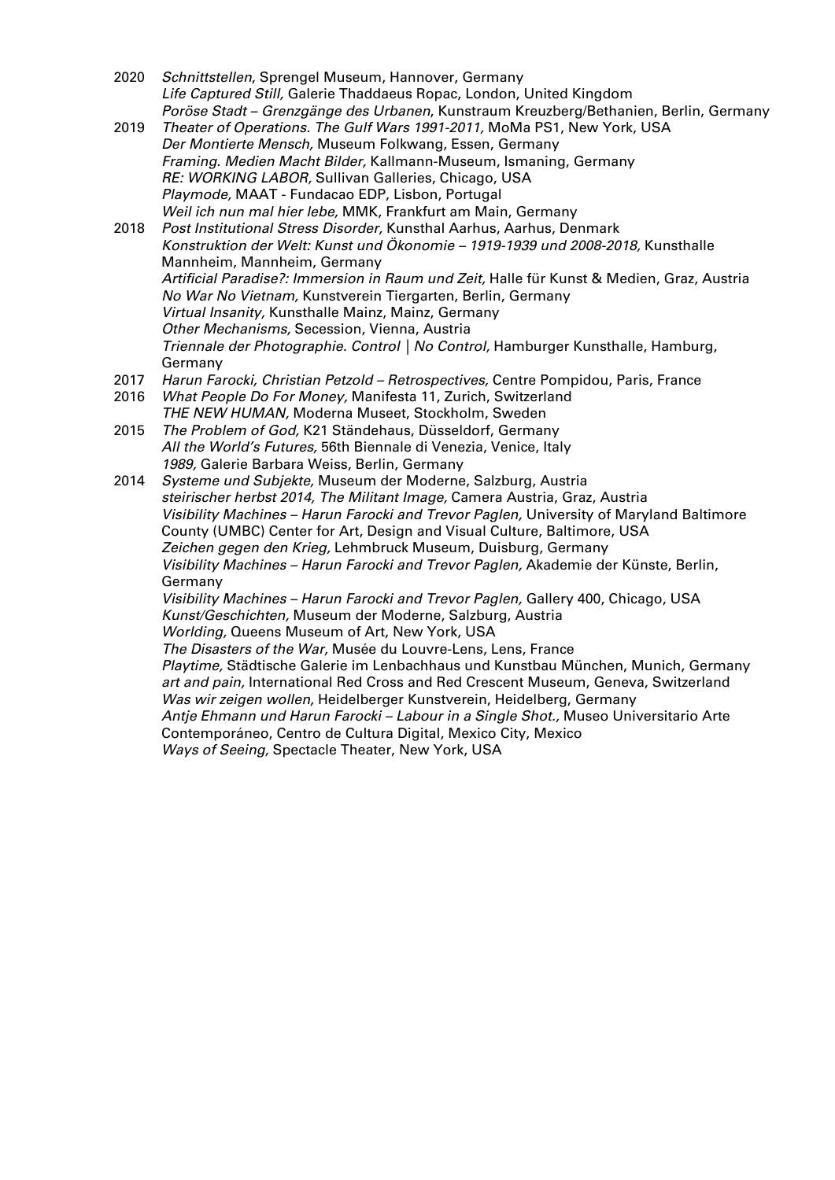2020 *Schnittstellen*, Sprengel Museum, Hannover, Germany
*Life Captured Still,* Galerie Thaddaeus Ropac, London, United Kingdom
*Poröse Stadt – Grenzgänge des Urbanen*, Kunstraum Kreuzberg/Bethanien, Berlin, Germany

2019 *Theater of Operations. The Gulf Wars 1991-2011,* MoMa PS1, New York, USA
*Der Montierte Mensch,* Museum Folkwang, Essen, Germany
*Framing. Medien Macht Bilder,* Kallmann-Museum, Ismaning, Germany
*RE: WORKING LABOR,* Sullivan Galleries, Chicago, USA
*Playmode,* MAAT - Fundacao EDP, Lisbon, Portugal
*Weil ich nun mal hier lebe,* MMK, Frankfurt am Main, Germany

2018 *Post Institutional Stress Disorder,* Kunsthal Aarhus, Aarhus, Denmark
*Konstruktion der Welt: Kunst und Ökonomie – 1919-1939 und 2008-2018,* Kunsthalle Mannheim, Mannheim, Germany
*Artificial Paradise?: Immersion in Raum und Zeit,* Halle für Kunst & Medien, Graz, Austria
*No War No Vietnam,* Kunstverein Tiergarten, Berlin, Germany
*Virtual Insanity,* Kunsthalle Mainz, Mainz, Germany
*Other Mechanisms,* Secession, Vienna, Austria
*Triennale der Photographie. Control | No Control,* Hamburger Kunsthalle, Hamburg, Germany

2017 *Harun Farocki, Christian Petzold – Retrospectives,* Centre Pompidou, Paris, France

2016 *What People Do For Money,* Manifesta 11, Zurich, Switzerland
*THE NEW HUMAN,* Moderna Museet, Stockholm, Sweden

2015 *The Problem of God,* K21 Ständehaus, Düsseldorf, Germany
*All the World's Futures,* 56th Biennale di Venezia, Venice, Italy
*1989,* Galerie Barbara Weiss, Berlin, Germany

2014 *Systeme und Subjekte,* Museum der Moderne, Salzburg, Austria
*steirischer herbst 2014, The Militant Image,* Camera Austria, Graz, Austria
*Visibility Machines – Harun Farocki and Trevor Paglen,* University of Maryland Baltimore County (UMBC) Center for Art, Design and Visual Culture, Baltimore, USA
*Zeichen gegen den Krieg,* Lehmbruck Museum, Duisburg, Germany
*Visibility Machines – Harun Farocki and Trevor Paglen,* Akademie der Künste, Berlin, Germany
*Visibility Machines – Harun Farocki and Trevor Paglen,* Gallery 400, Chicago, USA
*Kunst/Geschichten,* Museum der Moderne, Salzburg, Austria
*Worlding,* Queens Museum of Art, New York, USA
*The Disasters of the War,* Musée du Louvre-Lens, Lens, France
*Playtime,* Städtische Galerie im Lenbachhaus und Kunstbau München, Munich, Germany
*art and pain,* International Red Cross and Red Crescent Museum, Geneva, Switzerland
*Was wir zeigen wollen,* Heidelberger Kunstverein, Heidelberg, Germany
*Antje Ehmann und Harun Farocki – Labour in a Single Shot.,* Museo Universitario Arte Contemporáneo, Centro de Cultura Digital, Mexico City, Mexico
*Ways of Seeing,* Spectacle Theater, New York, USA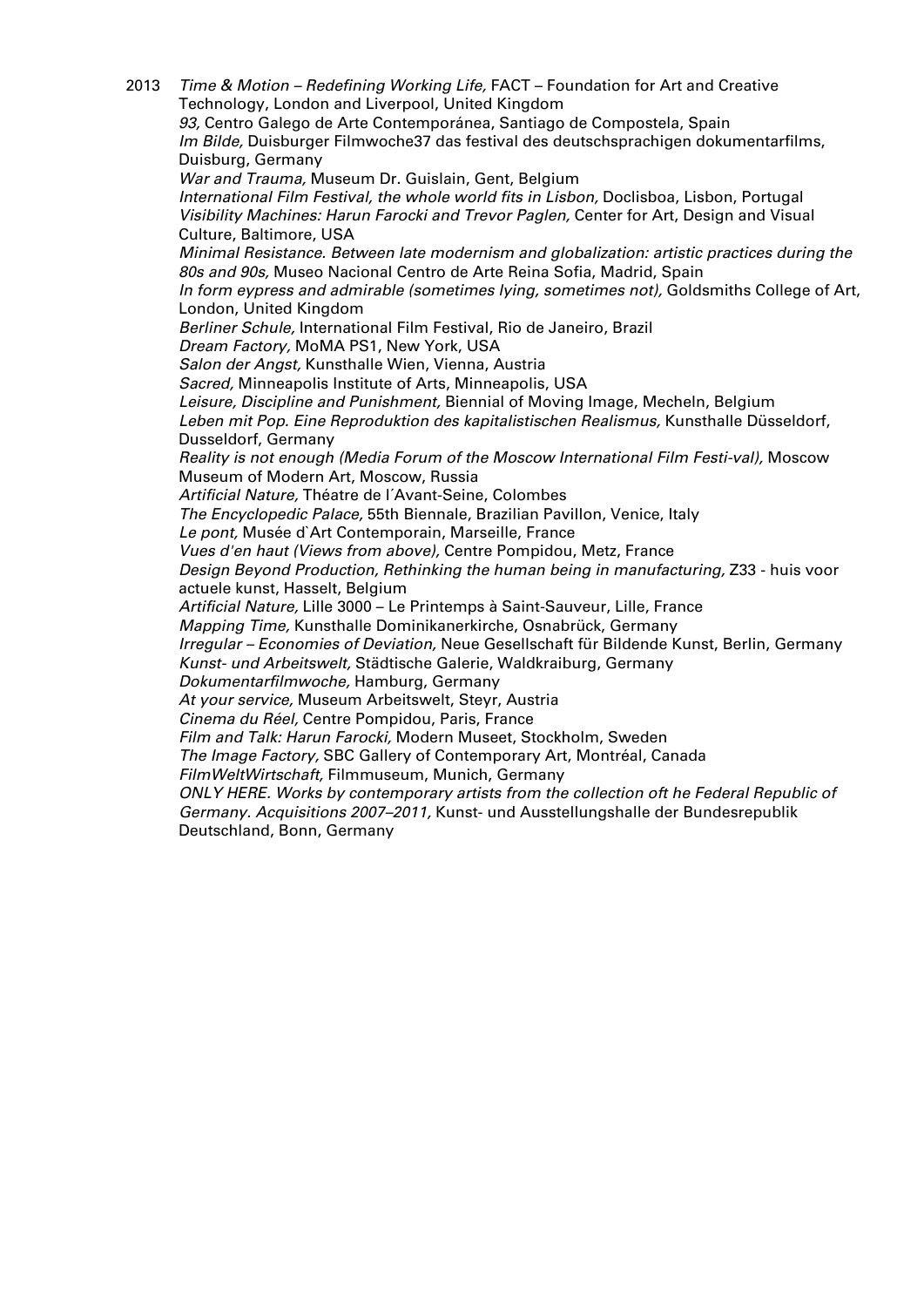2013 *Time & Motion – Redefining Working Life,* FACT – Foundation for Art and Creative Technology, London and Liverpool, United Kingdom
*93,* Centro Galego de Arte Contemporánea, Santiago de Compostela, Spain
*Im Bilde,* Duisburger Filmwoche37 das festival des deutschsprachigen dokumentarfilms, Duisburg, Germany
*War and Trauma,* Museum Dr. Guislain, Gent, Belgium
*International Film Festival, the whole world fits in Lisbon,* Doclisboa, Lisbon, Portugal
*Visibility Machines: Harun Farocki and Trevor Paglen,* Center for Art, Design and Visual Culture, Baltimore, USA
*Minimal Resistance. Between late modernism and globalization: artistic practices during the 80s and 90s,* Museo Nacional Centro de Arte Reina Sofia, Madrid, Spain
*In form eypress and admirable (sometimes lying, sometimes not),* Goldsmiths College of Art, London, United Kingdom
*Berliner Schule,* International Film Festival, Rio de Janeiro, Brazil
*Dream Factory,* MoMA PS1, New York, USA
*Salon der Angst,* Kunsthalle Wien, Vienna, Austria
*Sacred,* Minneapolis Institute of Arts, Minneapolis, USA
*Leisure, Discipline and Punishment,* Biennial of Moving Image, Mecheln, Belgium
*Leben mit Pop. Eine Reproduktion des kapitalistischen Realismus,* Kunsthalle Düsseldorf, Dusseldorf, Germany
*Reality is not enough (Media Forum of the Moscow International Film Festi-val),* Moscow Museum of Modern Art, Moscow, Russia
*Artificial Nature,* Théatre de l´Avant-Seine, Colombes
*The Encyclopedic Palace,* 55th Biennale, Brazilian Pavillon, Venice, Italy
*Le pont,* Musée d`Art Contemporain, Marseille, France
*Vues d'en haut (Views from above),* Centre Pompidou, Metz, France
*Design Beyond Production, Rethinking the human being in manufacturing,* Z33 - huis voor actuele kunst, Hasselt, Belgium
*Artificial Nature,* Lille 3000 – Le Printemps à Saint-Sauveur, Lille, France
*Mapping Time,* Kunsthalle Dominikanerkirche, Osnabrück, Germany
*Irregular – Economies of Deviation,* Neue Gesellschaft für Bildende Kunst, Berlin, Germany
*Kunst- und Arbeitswelt,* Städtische Galerie, Waldkraiburg, Germany
*Dokumentarfilmwoche,* Hamburg, Germany
*At your service,* Museum Arbeitswelt, Steyr, Austria
*Cinema du Réel,* Centre Pompidou, Paris, France
*Film and Talk: Harun Farocki,* Modern Museet, Stockholm, Sweden
*The Image Factory,* SBC Gallery of Contemporary Art, Montréal, Canada
*FilmWeltWirtschaft,* Filmmuseum, Munich, Germany
*ONLY HERE. Works by contemporary artists from the collection oft he Federal Republic of Germany. Acquisitions 2007–2011,* Kunst- und Ausstellungshalle der Bundesrepublik Deutschland, Bonn, Germany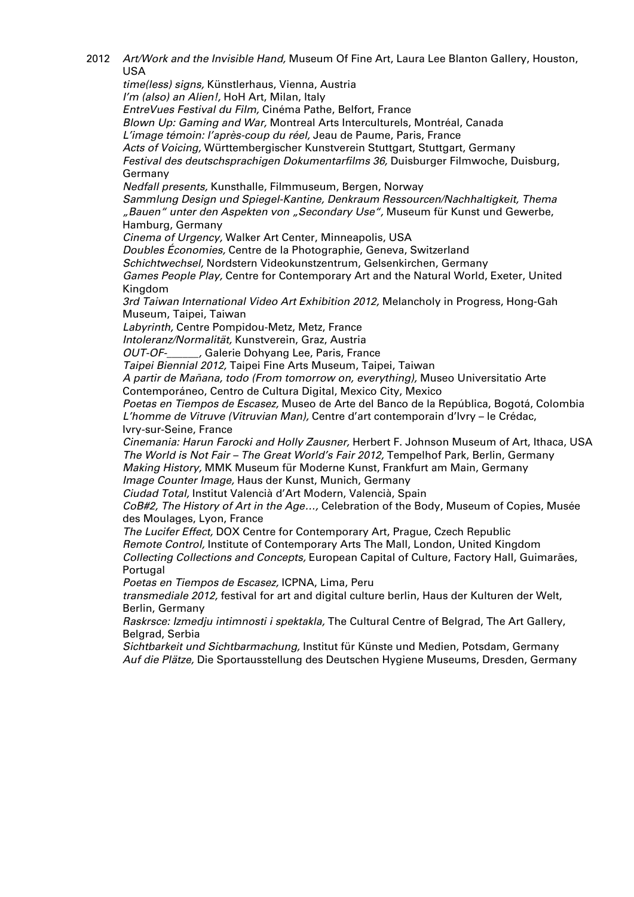2012 *Art/Work and the Invisible Hand,* Museum Of Fine Art, Laura Lee Blanton Gallery, Houston, USA
*time(less) signs,* Künstlerhaus, Vienna, Austria
*I'm (also) an Alien!,* HoH Art, Milan, Italy
*EntreVues Festival du Film,* Cinéma Pathe, Belfort, France
*Blown Up: Gaming and War,* Montreal Arts Interculturels, Montréal, Canada
*L'image témoin: l'après-coup du réel,* Jeau de Paume, Paris, France
*Acts of Voicing,* Württembergischer Kunstverein Stuttgart, Stuttgart, Germany
*Festival des deutschsprachigen Dokumentarfilms 36,* Duisburger Filmwoche, Duisburg, Germany
*Nedfall presents,* Kunsthalle, Filmmuseum, Bergen, Norway
*Sammlung Design und Spiegel-Kantine, Denkraum Ressourcen/Nachhaltigkeit, Thema „Bauen" unter den Aspekten von „Secondary Use",* Museum für Kunst und Gewerbe, Hamburg, Germany
*Cinema of Urgency,* Walker Art Center, Minneapolis, USA
*Doubles Économies,* Centre de la Photographie, Geneva, Switzerland
*Schichtwechsel,* Nordstern Videokunstzentrum, Gelsenkirchen, Germany
*Games People Play,* Centre for Contemporary Art and the Natural World, Exeter, United Kingdom
*3rd Taiwan International Video Art Exhibition 2012,* Melancholy in Progress, Hong-Gah Museum, Taipei, Taiwan
*Labyrinth,* Centre Pompidou-Metz, Metz, France
*Intoleranz/Normalität,* Kunstverein, Graz, Austria
*OUT-OF-______,* Galerie Dohyang Lee, Paris, France
*Taipei Biennial 2012,* Taipei Fine Arts Museum, Taipei, Taiwan
*A partir de Mañana, todo (From tomorrow on, everything),* Museo Universitatio Arte Contemporáneo, Centro de Cultura Digital, Mexico City, Mexico
*Poetas en Tiempos de Escasez,* Museo de Arte del Banco de la República, Bogotá, Colombia
*L'homme de Vitruve (Vitruvian Man),* Centre d'art contemporain d'Ivry – le Crédac, Ivry-sur-Seine, France
*Cinemania: Harun Farocki and Holly Zausner,* Herbert F. Johnson Museum of Art, Ithaca, USA
*The World is Not Fair – The Great World's Fair 2012,* Tempelhof Park, Berlin, Germany
*Making History,* MMK Museum für Moderne Kunst, Frankfurt am Main, Germany
*Image Counter Image,* Haus der Kunst, Munich, Germany
*Ciudad Total,* Institut Valencià d'Art Modern, Valencià, Spain
*CoB#2, The History of Art in the Age…,* Celebration of the Body, Museum of Copies, Musée des Moulages, Lyon, France
*The Lucifer Effect,* DOX Centre for Contemporary Art, Prague, Czech Republic
*Remote Control,* Institute of Contemporary Arts The Mall, London, United Kingdom
*Collecting Collections and Concepts,* European Capital of Culture, Factory Hall, Guimarães, Portugal
*Poetas en Tiempos de Escasez,* ICPNA, Lima, Peru
*transmediale 2012,* festival for art and digital culture berlin, Haus der Kulturen der Welt, Berlin, Germany
*Raskrsce: Izmedju intimnosti i spektakla,* The Cultural Centre of Belgrad, The Art Gallery, Belgrad, Serbia
*Sichtbarkeit und Sichtbarmachung,* Institut für Künste und Medien, Potsdam, Germany
*Auf die Plätze,* Die Sportausstellung des Deutschen Hygiene Museums, Dresden, Germany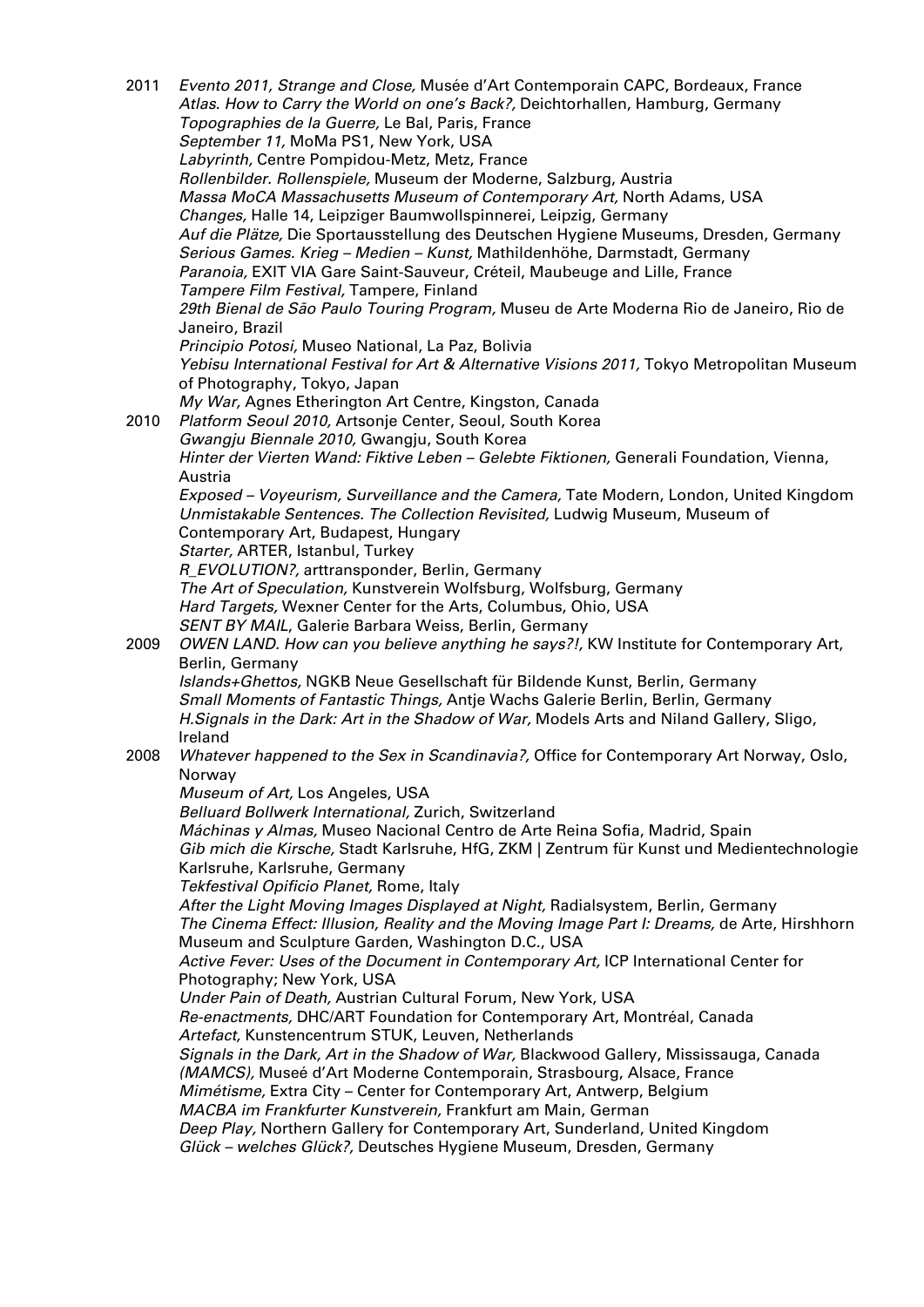2011 *Evento 2011, Strange and Close,* Musée d'Art Contemporain CAPC, Bordeaux, France
*Atlas. How to Carry the World on one's Back?,* Deichtorhallen, Hamburg, Germany
*Topographies de la Guerre,* Le Bal, Paris, France
*September 11,* MoMa PS1, New York, USA
*Labyrinth,* Centre Pompidou-Metz, Metz, France
*Rollenbilder. Rollenspiele,* Museum der Moderne, Salzburg, Austria
*Massa MoCA Massachusetts Museum of Contemporary Art,* North Adams, USA
*Changes,* Halle 14, Leipziger Baumwollspinnerei, Leipzig, Germany
*Auf die Plätze,* Die Sportausstellung des Deutschen Hygiene Museums, Dresden, Germany
*Serious Games. Krieg – Medien – Kunst,* Mathildenhöhe, Darmstadt, Germany
*Paranoia,* EXIT VIA Gare Saint-Sauveur, Créteil, Maubeuge and Lille, France
*Tampere Film Festival,* Tampere, Finland
*29th Bienal de São Paulo Touring Program,* Museu de Arte Moderna Rio de Janeiro, Rio de Janeiro, Brazil
*Principio Potosí,* Museo National, La Paz, Bolivia
*Yebisu International Festival for Art & Alternative Visions 2011,* Tokyo Metropolitan Museum of Photography, Tokyo, Japan
*My War,* Agnes Etherington Art Centre, Kingston, Canada

2010 *Platform Seoul 2010,* Artsonje Center, Seoul, South Korea
*Gwangju Biennale 2010,* Gwangju, South Korea
*Hinter der Vierten Wand: Fiktive Leben – Gelebte Fiktionen,* Generali Foundation, Vienna, Austria
*Exposed – Voyeurism, Surveillance and the Camera,* Tate Modern, London, United Kingdom
*Unmistakable Sentences. The Collection Revisited,* Ludwig Museum, Museum of Contemporary Art, Budapest, Hungary
*Starter,* ARTER, Istanbul, Turkey
*R_EVOLUTION?,* arttransponder, Berlin, Germany
*The Art of Speculation,* Kunstverein Wolfsburg, Wolfsburg, Germany
*Hard Targets,* Wexner Center for the Arts, Columbus, Ohio, USA
*SENT BY MAIL*, Galerie Barbara Weiss, Berlin, Germany

2009 *OWEN LAND. How can you believe anything he says?!,* KW Institute for Contemporary Art, Berlin, Germany
*Islands+Ghettos,* NGKB Neue Gesellschaft für Bildende Kunst, Berlin, Germany
*Small Moments of Fantastic Things,* Antje Wachs Galerie Berlin, Berlin, Germany
*H.Signals in the Dark: Art in the Shadow of War,* Models Arts and Niland Gallery, Sligo, Ireland

2008 *Whatever happened to the Sex in Scandinavia?,* Office for Contemporary Art Norway, Oslo, Norway
*Museum of Art,* Los Angeles, USA
*Belluard Bollwerk International,* Zurich, Switzerland
*Máchinas y Almas,* Museo Nacional Centro de Arte Reina Sofia, Madrid, Spain
*Gib mich die Kirsche,* Stadt Karlsruhe, HfG, ZKM | Zentrum für Kunst und Medientechnologie Karlsruhe, Karlsruhe, Germany
*Tekfestival Opificio Planet,* Rome, Italy
*After the Light Moving Images Displayed at Night,* Radialsystem, Berlin, Germany
*The Cinema Effect: Illusion, Reality and the Moving Image Part I: Dreams,* de Arte, Hirshhorn Museum and Sculpture Garden, Washington D.C., USA
*Active Fever: Uses of the Document in Contemporary Art,* ICP International Center for Photography; New York, USA
*Under Pain of Death,* Austrian Cultural Forum, New York, USA
*Re-enactments,* DHC/ART Foundation for Contemporary Art, Montréal, Canada
*Artefact,* Kunstencentrum STUK, Leuven, Netherlands
*Signals in the Dark, Art in the Shadow of War,* Blackwood Gallery, Mississauga, Canada
*(MAMCS),* Museé d'Art Moderne Contemporain, Strasbourg, Alsace, France
*Mimétisme,* Extra City – Center for Contemporary Art, Antwerp, Belgium
*MACBA im Frankfurter Kunstverein,* Frankfurt am Main, German
*Deep Play,* Northern Gallery for Contemporary Art, Sunderland, United Kingdom
*Glück – welches Glück?,* Deutsches Hygiene Museum, Dresden, Germany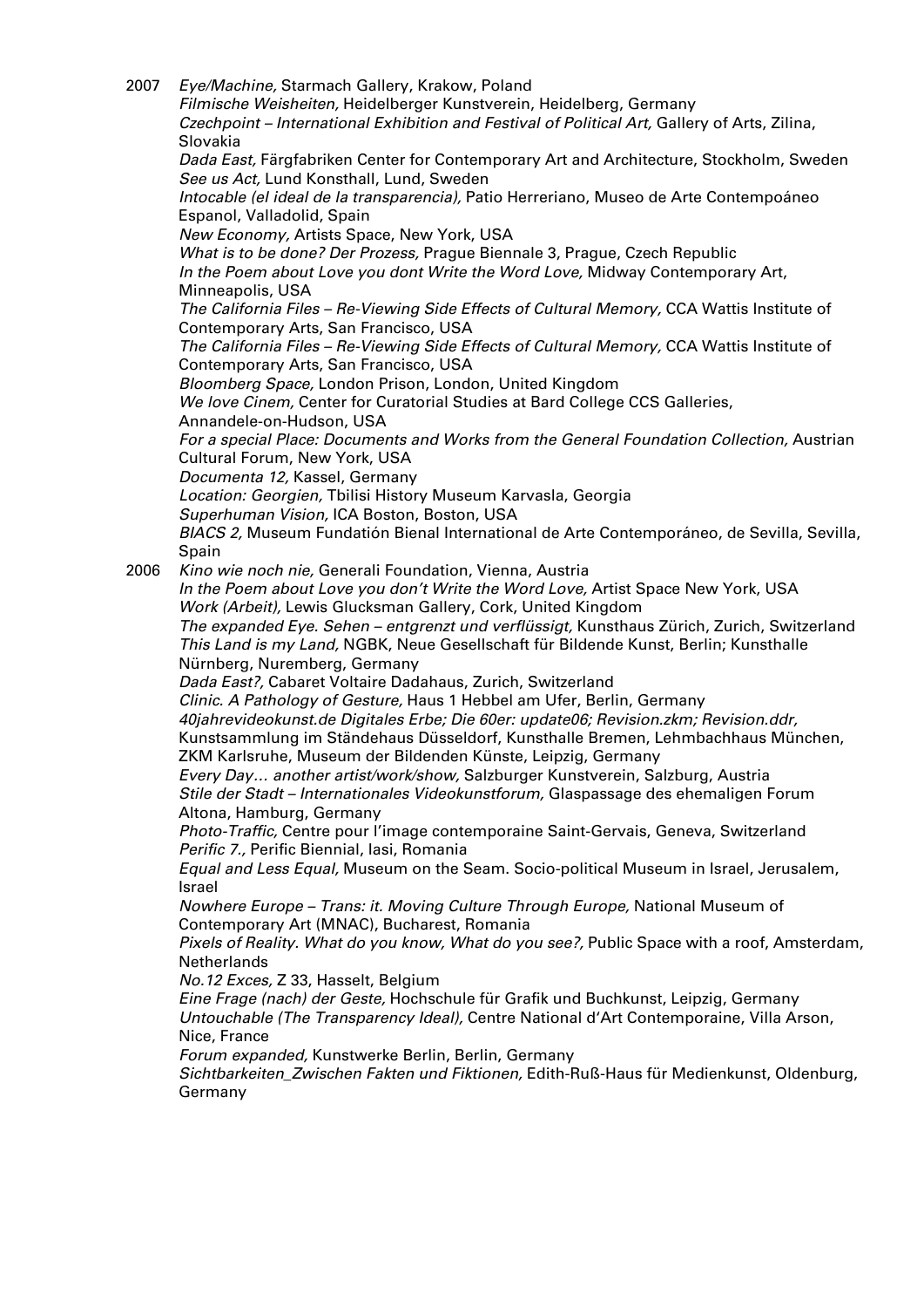2007 *Eye/Machine,* Starmach Gallery, Krakow, Poland
*Filmische Weisheiten,* Heidelberger Kunstverein, Heidelberg, Germany
*Czechpoint – International Exhibition and Festival of Political Art,* Gallery of Arts, Zilina, Slovakia
*Dada East,* Färgfabriken Center for Contemporary Art and Architecture, Stockholm, Sweden
*See us Act,* Lund Konsthall, Lund, Sweden
*Intocable (el ideal de la transparencia),* Patio Herreriano, Museo de Arte Contempoáneo Espanol, Valladolid, Spain
*New Economy,* Artists Space, New York, USA
*What is to be done? Der Prozess,* Prague Biennale 3, Prague, Czech Republic
*In the Poem about Love you dont Write the Word Love,* Midway Contemporary Art, Minneapolis, USA
*The California Files – Re-Viewing Side Effects of Cultural Memory,* CCA Wattis Institute of Contemporary Arts, San Francisco, USA
*The California Files – Re-Viewing Side Effects of Cultural Memory,* CCA Wattis Institute of Contemporary Arts, San Francisco, USA
*Bloomberg Space,* London Prison, London, United Kingdom
*We love Cinem,* Center for Curatorial Studies at Bard College CCS Galleries, Annandele-on-Hudson, USA
*For a special Place: Documents and Works from the General Foundation Collection,* Austrian Cultural Forum, New York, USA
*Documenta 12,* Kassel, Germany
*Location: Georgien,* Tbilisi History Museum Karvasla, Georgia
*Superhuman Vision,* ICA Boston, Boston, USA
*BIACS 2,* Museum Fundatión Bienal International de Arte Contemporáneo, de Sevilla, Sevilla, Spain

2006 *Kino wie noch nie,* Generali Foundation, Vienna, Austria
*In the Poem about Love you don't Write the Word Love,* Artist Space New York, USA
*Work (Arbeit),* Lewis Glucksman Gallery, Cork, United Kingdom
*The expanded Eye. Sehen – entgrenzt und verflüssigt,* Kunsthaus Zürich, Zurich, Switzerland
*This Land is my Land,* NGBK, Neue Gesellschaft für Bildende Kunst, Berlin; Kunsthalle Nürnberg, Nuremberg, Germany
*Dada East?,* Cabaret Voltaire Dadahaus, Zurich, Switzerland
*Clinic. A Pathology of Gesture,* Haus 1 Hebbel am Ufer, Berlin, Germany
*40jahrevideokunst.de Digitales Erbe; Die 60er: update06; Revision.zkm; Revision.ddr,* Kunstsammlung im Ständehaus Düsseldorf, Kunsthalle Bremen, Lehmbachhaus München, ZKM Karlsruhe, Museum der Bildenden Künste, Leipzig, Germany
*Every Day… another artist/work/show,* Salzburger Kunstverein, Salzburg, Austria
*Stile der Stadt – Internationales Videokunstforum,* Glaspassage des ehemaligen Forum Altona, Hamburg, Germany
*Photo-Traffic,* Centre pour l'image contemporaine Saint-Gervais, Geneva, Switzerland
*Perific 7.,* Perific Biennial, Iasi, Romania
*Equal and Less Equal,* Museum on the Seam. Socio-political Museum in Israel, Jerusalem, Israel
*Nowhere Europe – Trans: it. Moving Culture Through Europe,* National Museum of Contemporary Art (MNAC), Bucharest, Romania
*Pixels of Reality. What do you know, What do you see?,* Public Space with a roof, Amsterdam, Netherlands
*No.12 Exces,* Z 33, Hasselt, Belgium
*Eine Frage (nach) der Geste,* Hochschule für Grafik und Buchkunst, Leipzig, Germany
*Untouchable (The Transparency Ideal),* Centre National d'Art Contemporaine, Villa Arson, Nice, France
*Forum expanded,* Kunstwerke Berlin, Berlin, Germany
*Sichtbarkeiten_Zwischen Fakten und Fiktionen,* Edith-Ruß-Haus für Medienkunst, Oldenburg, Germany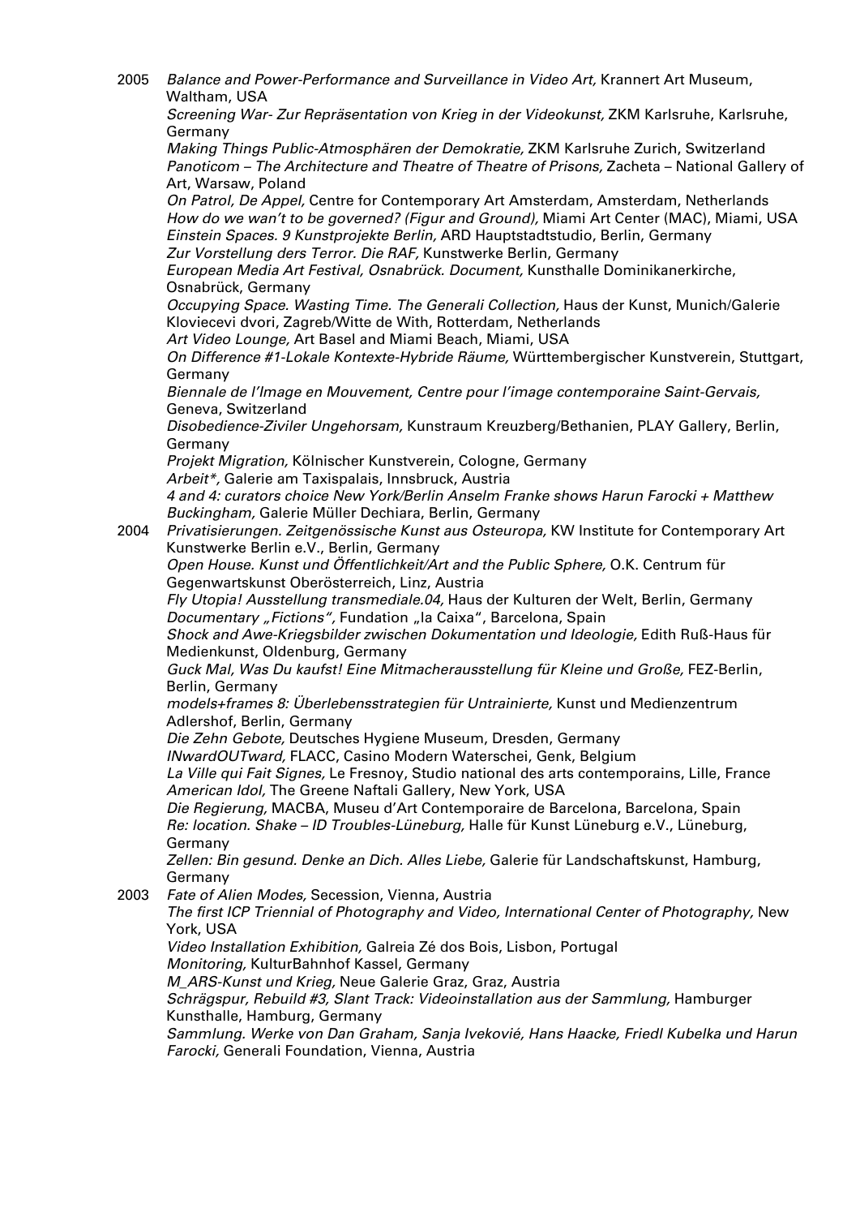2005 *Balance and Power-Performance and Surveillance in Video Art,* Krannert Art Museum, Waltham, USA
*Screening War- Zur Repräsentation von Krieg in der Videokunst,* ZKM Karlsruhe, Karlsruhe, Germany
*Making Things Public-Atmosphären der Demokratie,* ZKM Karlsruhe Zurich, Switzerland
*Panoticom – The Architecture and Theatre of Theatre of Prisons,* Zacheta – National Gallery of Art, Warsaw, Poland
*On Patrol, De Appel,* Centre for Contemporary Art Amsterdam, Amsterdam, Netherlands
*How do we wan't to be governed? (Figur and Ground),* Miami Art Center (MAC), Miami, USA
*Einstein Spaces. 9 Kunstprojekte Berlin,* ARD Hauptstadtstudio, Berlin, Germany
*Zur Vorstellung ders Terror. Die RAF,* Kunstwerke Berlin, Germany
*European Media Art Festival, Osnabrück. Document,* Kunsthalle Dominikanerkirche, Osnabrück, Germany
*Occupying Space. Wasting Time. The Generali Collection,* Haus der Kunst, Munich/Galerie Kloviecevi dvori, Zagreb/Witte de With, Rotterdam, Netherlands
*Art Video Lounge,* Art Basel and Miami Beach, Miami, USA
*On Difference #1-Lokale Kontexte-Hybride Räume,* Württembergischer Kunstverein, Stuttgart, Germany
*Biennale de l'Image en Mouvement, Centre pour l'image contemporaine Saint-Gervais,* Geneva, Switzerland
*Disobedience-Ziviler Ungehorsam,* Kunstraum Kreuzberg/Bethanien, PLAY Gallery, Berlin, Germany
*Projekt Migration,* Kölnischer Kunstverein, Cologne, Germany
*Arbeit*\*, Galerie am Taxispalais, Innsbruck, Austria
*4 and 4: curators choice New York/Berlin Anselm Franke shows Harun Farocki + Matthew Buckingham,* Galerie Müller Dechiara, Berlin, Germany

2004 *Privatisierungen. Zeitgenössische Kunst aus Osteuropa,* KW Institute for Contemporary Art Kunstwerke Berlin e.V., Berlin, Germany
*Open House. Kunst und Öffentlichkeit/Art and the Public Sphere,* O.K. Centrum für Gegenwartskunst Oberösterreich, Linz, Austria
*Fly Utopia! Ausstellung transmediale.04,* Haus der Kulturen der Welt, Berlin, Germany
*Documentary „Fictions",* Fundation „la Caixa", Barcelona, Spain
*Shock and Awe-Kriegsbilder zwischen Dokumentation und Ideologie,* Edith Ruß-Haus für Medienkunst, Oldenburg, Germany
*Guck Mal, Was Du kaufst! Eine Mitmacherausstellung für Kleine und Große,* FEZ-Berlin, Berlin, Germany
*models+frames 8: Überlebensstrategien für Untrainierte,* Kunst und Medienzentrum Adlershof, Berlin, Germany
*Die Zehn Gebote,* Deutsches Hygiene Museum, Dresden, Germany
*INwardOUTward,* FLACC, Casino Modern Waterschei, Genk, Belgium
*La Ville qui Fait Signes,* Le Fresnoy, Studio national des arts contemporains, Lille, France
*American Idol,* The Greene Naftali Gallery, New York, USA
*Die Regierung,* MACBA, Museu d'Art Contemporaire de Barcelona, Barcelona, Spain
*Re: location. Shake – ID Troubles-Lüneburg,* Halle für Kunst Lüneburg e.V., Lüneburg, Germany
*Zellen: Bin gesund. Denke an Dich. Alles Liebe,* Galerie für Landschaftskunst, Hamburg, Germany

2003 *Fate of Alien Modes,* Secession, Vienna, Austria
*The first ICP Triennial of Photography and Video, International Center of Photography,* New York, USA
*Video Installation Exhibition,* Galreia Zé dos Bois, Lisbon, Portugal
*Monitoring,* KulturBahnhof Kassel, Germany
*M_ARS-Kunst und Krieg,* Neue Galerie Graz, Graz, Austria
*Schrägspur, Rebuild #3, Slant Track: Videoinstallation aus der Sammlung,* Hamburger Kunsthalle, Hamburg, Germany
*Sammlung. Werke von Dan Graham, Sanja Iveković, Hans Haacke, Friedl Kubelka und Harun Farocki,* Generali Foundation, Vienna, Austria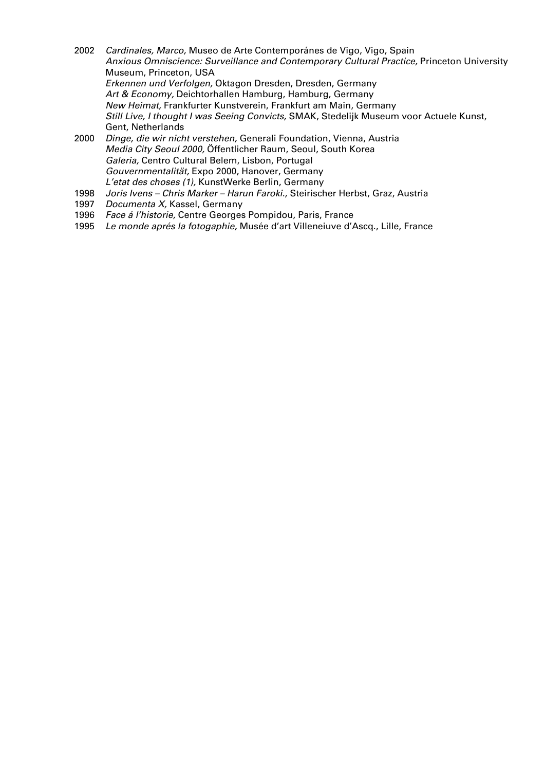2002 *Cardinales, Marco,* Museo de Arte Contemporánes de Vigo, Vigo, Spain
*Anxious Omniscience: Surveillance and Contemporary Cultural Practice,* Princeton University Museum, Princeton, USA
*Erkennen und Verfolgen,* Oktagon Dresden, Dresden, Germany
*Art & Economy,* Deichtorhallen Hamburg, Hamburg, Germany
*New Heimat,* Frankfurter Kunstverein, Frankfurt am Main, Germany
*Still Live, I thought I was Seeing Convicts,* SMAK, Stedelijk Museum voor Actuele Kunst, Gent, Netherlands

2000 *Dinge, die wir nicht verstehen,* Generali Foundation, Vienna, Austria
*Media City Seoul 2000,* Öffentlicher Raum, Seoul, South Korea
*Galeria,* Centro Cultural Belem, Lisbon, Portugal
*Gouvernmentalität,* Expo 2000, Hanover, Germany
*L'etat des choses (1),* KunstWerke Berlin, Germany

1998 *Joris Ivens – Chris Marker – Harun Faroki.,* Steirischer Herbst, Graz, Austria

1997 *Documenta X,* Kassel, Germany

1996 *Face á l'historie,* Centre Georges Pompidou, Paris, France

1995 *Le monde aprés la fotogaphie,* Musée d'art Villeneiuve d'Ascq., Lille, France